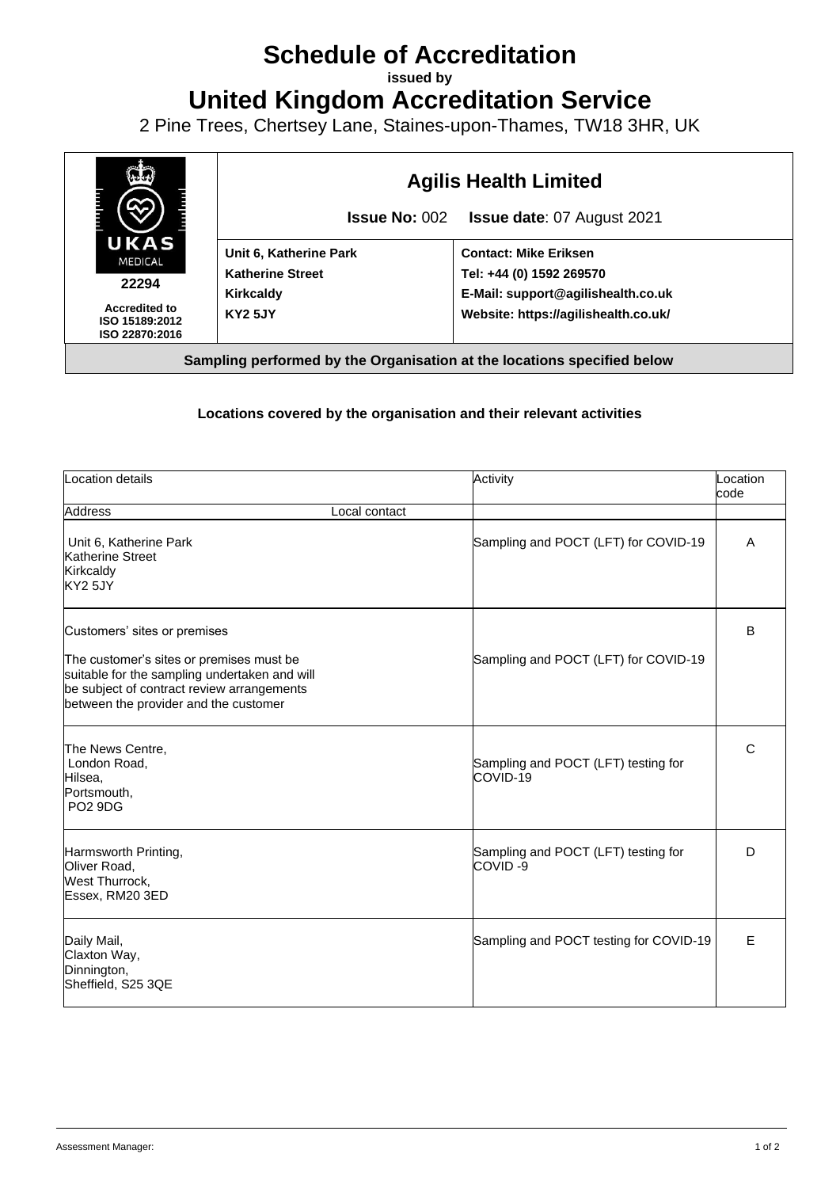# Schedule of Accreditation

**issued by**

# United Kingdom Accreditation Service

2 Pine Trees, Chertsey Lane, Staines-upon-Thames, TW18 3HR, UK

| UKAS MEDICAL **22294** **Accredited to ISO 15189:2012 ISO 22870:2016** | **Agilis Health Limited** **Issue No:** 002 **Issue date**: 07 August 2021 | |
|---|---|---|
| | **Unit 6, Katherine Park** **Katherine Street** **Kirkcaldy** **KY2 5JY** | **Contact: Mike Eriksen** **Tel: +44 (0) 1592 269570** **E-Mail: support@agilishealth.co.uk** **Website: https://agilishealth.co.uk/** |

**Sampling performed by the Organisation at the locations specified below**

**Locations covered by the organisation and their relevant activities**

| Location details | | Activity | Location code |
|---|---|---|---|
| Address | Local contact | | |
| Unit 6, Katherine Park<br>Katherine Street<br>Kirkcaldy<br>KY2 5JY | | Sampling and POCT (LFT) for COVID-19 | A |
| Customers' sites or premises<br><br>The customer's sites or premises must be suitable for the sampling undertaken and will be subject of contract review arrangements between the provider and the customer | | Sampling and POCT (LFT) for COVID-19 | B |
| The News Centre,<br>London Road,<br>Hilsea,<br>Portsmouth,<br>PO2 9DG | | Sampling and POCT (LFT) testing for COVID-19 | C |
| Harmsworth Printing,<br>Oliver Road,<br>West Thurrock,<br>Essex, RM20 3ED | | Sampling and POCT (LFT) testing for COVID -9 | D |
| Daily Mail,<br>Claxton Way,<br>Dinnington,<br>Sheffield, S25 3QE | | Sampling and POCT testing for COVID-19 | E |

Assessment Manager: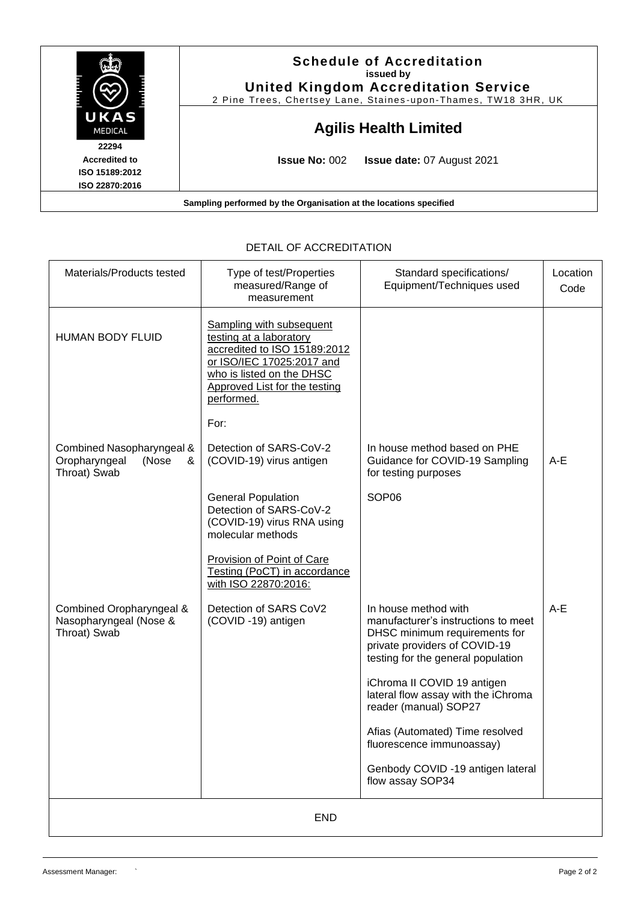| | |
|---|---|
| UKAS MEDICAL<br>22294<br>Accredited to<br>ISO 15189:2012<br>ISO 22870:2016 | **Schedule of Accreditation**<br>**issued by**<br>**United Kingdom Accreditation Service**<br>2 Pine Trees, Chertsey Lane, Staines-upon-Thames, TW18 3HR, UK<br><br>**Agilis Health Limited**<br><br>**Issue No:** 002 **Issue date:** 07 August 2021 |
| **Sampling performed by the Organisation at the locations specified** | |

DETAIL OF ACCREDITATION

| Materials/Products tested | Type of test/Properties measured/Range of measurement | Standard specifications/ Equipment/Techniques used | Location Code |
|---|---|---|---|
| HUMAN BODY FLUID | Sampling with subsequent testing at a laboratory accredited to ISO 15189:2012 or ISO/IEC 17025:2017 and who is listed on the DHSC Approved List for the testing performed.<br><br>For: | | |
| Combined Nasopharyngeal & Oropharyngeal (Nose & Throat) Swab | Detection of SARS-CoV-2 (COVID-19) virus antigen | In house method based on PHE Guidance for COVID-19 Sampling for testing purposes | A-E |
| | General Population Detection of SARS-CoV-2 (COVID-19) virus RNA using molecular methods | SOP06 | |
| | Provision of Point of Care Testing (PoCT) in accordance with ISO 22870:2016: | | |
| Combined Oropharyngeal & Nasopharyngeal (Nose & Throat) Swab | Detection of SARS CoV2 (COVID -19) antigen | In house method with manufacturer's instructions to meet DHSC minimum requirements for private providers of COVID-19 testing for the general population<br><br>iChroma II COVID 19 antigen lateral flow assay with the iChroma reader (manual) SOP27<br><br>Afias (Automated) Time resolved fluorescence immunoassay)<br><br>Genbody COVID -19 antigen lateral flow assay SOP34 | A-E |

END

Assessment Manager: `